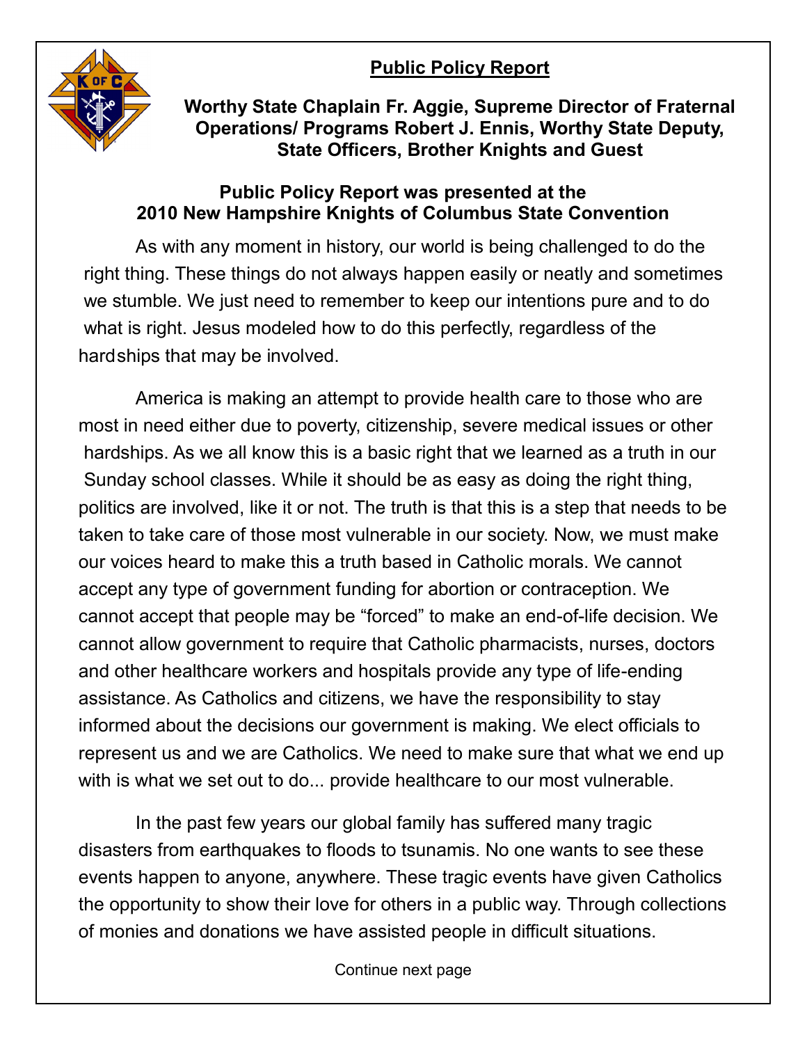# Public Policy Report

**Worthy State Chaplain Fr. Aggie, Supreme Director of Fraternal Operations/ Programs Robert J. Ennis, Worthy State Deputy, State Officers, Brother Knights and Guest**

**Public Policy Report was presented at the 2010 New Hampshire Knights of Columbus State Convention**

As with any moment in history, our world is being challenged to do the right thing. These things do not always happen easily or neatly and sometimes we stumble. We just need to remember to keep our intentions pure and to do what is right. Jesus modeled how to do this perfectly, regardless of the hardships that may be involved.

America is making an attempt to provide health care to those who are most in need either due to poverty, citizenship, severe medical issues or other hardships. As we all know this is a basic right that we learned as a truth in our Sunday school classes. While it should be as easy as doing the right thing, politics are involved, like it or not. The truth is that this is a step that needs to be taken to take care of those most vulnerable in our society. Now, we must make our voices heard to make this a truth based in Catholic morals. We cannot accept any type of government funding for abortion or contraception. We cannot accept that people may be "forced" to make an end-of-life decision. We cannot allow government to require that Catholic pharmacists, nurses, doctors and other healthcare workers and hospitals provide any type of life-ending assistance. As Catholics and citizens, we have the responsibility to stay informed about the decisions our government is making. We elect officials to represent us and we are Catholics. We need to make sure that what we end up with is what we set out to do... provide healthcare to our most vulnerable.

In the past few years our global family has suffered many tragic disasters from earthquakes to floods to tsunamis. No one wants to see these events happen to anyone, anywhere. These tragic events have given Catholics the opportunity to show their love for others in a public way. Through collections of monies and donations we have assisted people in difficult situations.

Continue next page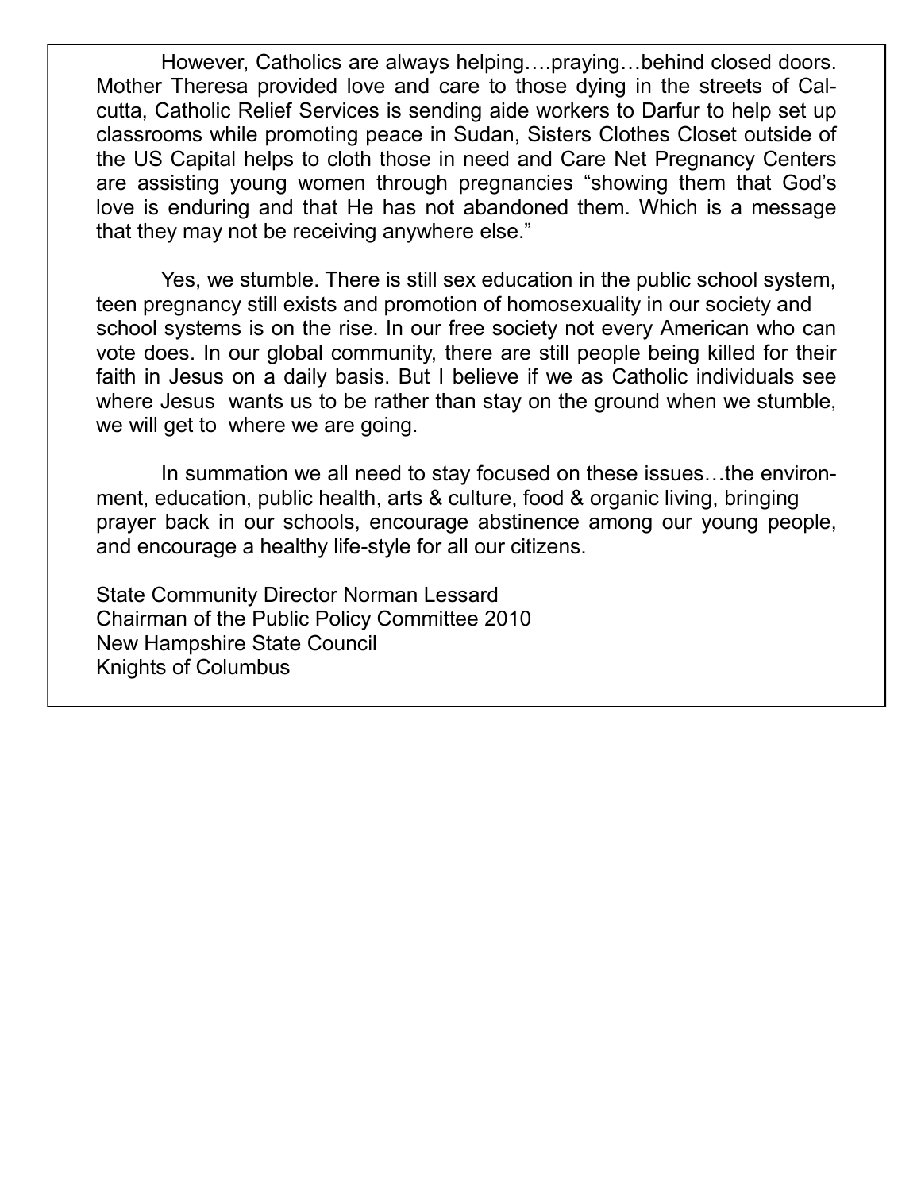However, Catholics are always helping….praying…behind closed doors. Mother Theresa provided love and care to those dying in the streets of Calcutta, Catholic Relief Services is sending aide workers to Darfur to help set up classrooms while promoting peace in Sudan, Sisters Clothes Closet outside of the US Capital helps to cloth those in need and Care Net Pregnancy Centers are assisting young women through pregnancies "showing them that God's love is enduring and that He has not abandoned them. Which is a message that they may not be receiving anywhere else."

Yes, we stumble. There is still sex education in the public school system, teen pregnancy still exists and promotion of homosexuality in our society and school systems is on the rise. In our free society not every American who can vote does. In our global community, there are still people being killed for their faith in Jesus on a daily basis. But I believe if we as Catholic individuals see where Jesus wants us to be rather than stay on the ground when we stumble, we will get to where we are going.

In summation we all need to stay focused on these issues…the environment, education, public health, arts & culture, food & organic living, bringing prayer back in our schools, encourage abstinence among our young people, and encourage a healthy life-style for all our citizens.

State Community Director Norman Lessard
Chairman of the Public Policy Committee 2010
New Hampshire State Council
Knights of Columbus